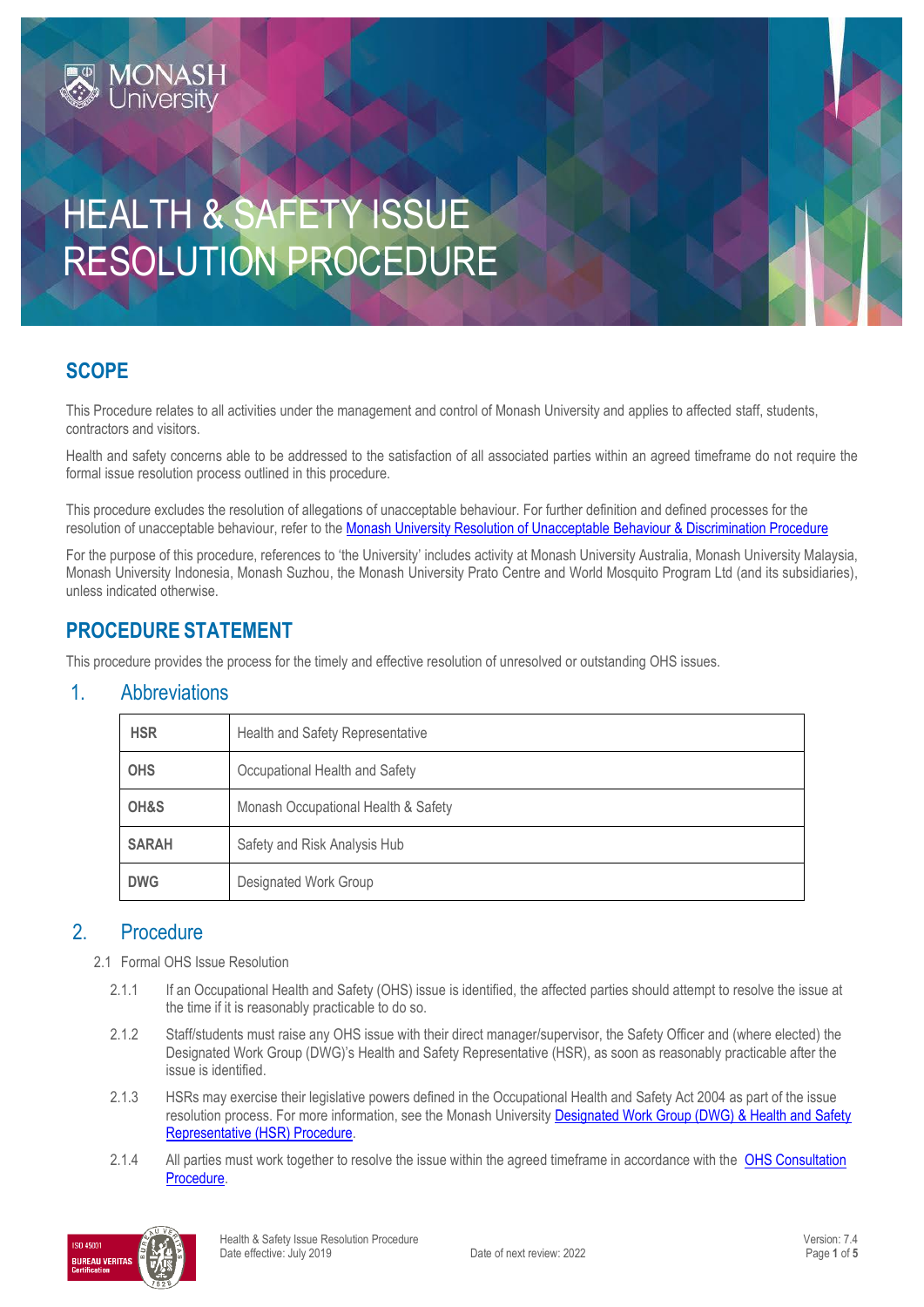# HEALTH & SAFETY ISSUE RESOLUTION PROCEDURE

## SCOPE

This Procedure relates to all activities under the management and control of Monash University and applies to affected staff, students, contractors and visitors.

Health and safety concerns able to be addressed to the satisfaction of all associated parties within an agreed timeframe do not require the formal issue resolution process outlined in this procedure.

This procedure excludes the resolution of allegations of unacceptable behaviour. For further definition and defined processes for the resolution of unacceptable behaviour, refer to the Monash University Resolution of Unacceptable Behaviour & Discrimination Procedure

For the purpose of this procedure, references to 'the University' includes activity at Monash University Australia, Monash University Malaysia, Monash University Indonesia, Monash Suzhou, the Monash University Prato Centre and World Mosquito Program Ltd (and its subsidiaries), unless indicated otherwise.

## PROCEDURE STATEMENT

This procedure provides the process for the timely and effective resolution of unresolved or outstanding OHS issues.

### 1. Abbreviations

| | |
|---|---|
| **HSR** | Health and Safety Representative |
| **OHS** | Occupational Health and Safety |
| **OH&S** | Monash Occupational Health & Safety |
| **SARAH** | Safety and Risk Analysis Hub |
| **DWG** | Designated Work Group |

### 2. Procedure

2.1 Formal OHS Issue Resolution

2.1.1 If an Occupational Health and Safety (OHS) issue is identified, the affected parties should attempt to resolve the issue at the time if it is reasonably practicable to do so.

2.1.2 Staff/students must raise any OHS issue with their direct manager/supervisor, the Safety Officer and (where elected) the Designated Work Group (DWG)'s Health and Safety Representative (HSR), as soon as reasonably practicable after the issue is identified.

2.1.3 HSRs may exercise their legislative powers defined in the Occupational Health and Safety Act 2004 as part of the issue resolution process. For more information, see the Monash University Designated Work Group (DWG) & Health and Safety Representative (HSR) Procedure.

2.1.4 All parties must work together to resolve the issue within the agreed timeframe in accordance with the OHS Consultation Procedure.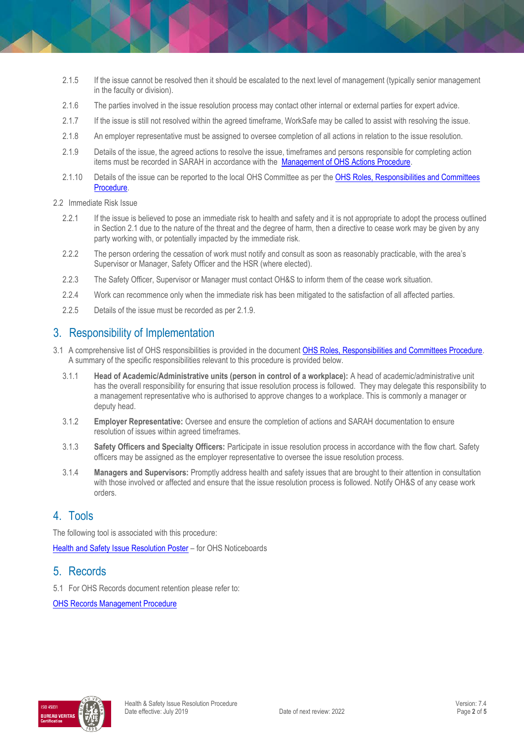2.1.5 If the issue cannot be resolved then it should be escalated to the next level of management (typically senior management in the faculty or division).

2.1.6 The parties involved in the issue resolution process may contact other internal or external parties for expert advice.

2.1.7 If the issue is still not resolved within the agreed timeframe, WorkSafe may be called to assist with resolving the issue.

2.1.8 An employer representative must be assigned to oversee completion of all actions in relation to the issue resolution.

2.1.9 Details of the issue, the agreed actions to resolve the issue, timeframes and persons responsible for completing action items must be recorded in SARAH in accordance with the Management of OHS Actions Procedure.

2.1.10 Details of the issue can be reported to the local OHS Committee as per the OHS Roles, Responsibilities and Committees Procedure.

2.2 Immediate Risk Issue

2.2.1 If the issue is believed to pose an immediate risk to health and safety and it is not appropriate to adopt the process outlined in Section 2.1 due to the nature of the threat and the degree of harm, then a directive to cease work may be given by any party working with, or potentially impacted by the immediate risk.

2.2.2 The person ordering the cessation of work must notify and consult as soon as reasonably practicable, with the area's Supervisor or Manager, Safety Officer and the HSR (where elected).

2.2.3 The Safety Officer, Supervisor or Manager must contact OH&S to inform them of the cease work situation.

2.2.4 Work can recommence only when the immediate risk has been mitigated to the satisfaction of all affected parties.

2.2.5 Details of the issue must be recorded as per 2.1.9.

## 3. Responsibility of Implementation

3.1 A comprehensive list of OHS responsibilities is provided in the document OHS Roles, Responsibilities and Committees Procedure. A summary of the specific responsibilities relevant to this procedure is provided below.

3.1.1 **Head of Academic/Administrative units (person in control of a workplace):** A head of academic/administrative unit has the overall responsibility for ensuring that issue resolution process is followed. They may delegate this responsibility to a management representative who is authorised to approve changes to a workplace. This is commonly a manager or deputy head.

3.1.2 **Employer Representative:** Oversee and ensure the completion of actions and SARAH documentation to ensure resolution of issues within agreed timeframes.

3.1.3 **Safety Officers and Specialty Officers:** Participate in issue resolution process in accordance with the flow chart. Safety officers may be assigned as the employer representative to oversee the issue resolution process.

3.1.4 **Managers and Supervisors:** Promptly address health and safety issues that are brought to their attention in consultation with those involved or affected and ensure that the issue resolution process is followed. Notify OH&S of any cease work orders.

## 4. Tools

The following tool is associated with this procedure:

Health and Safety Issue Resolution Poster – for OHS Noticeboards

## 5. Records

5.1 For OHS Records document retention please refer to:

OHS Records Management Procedure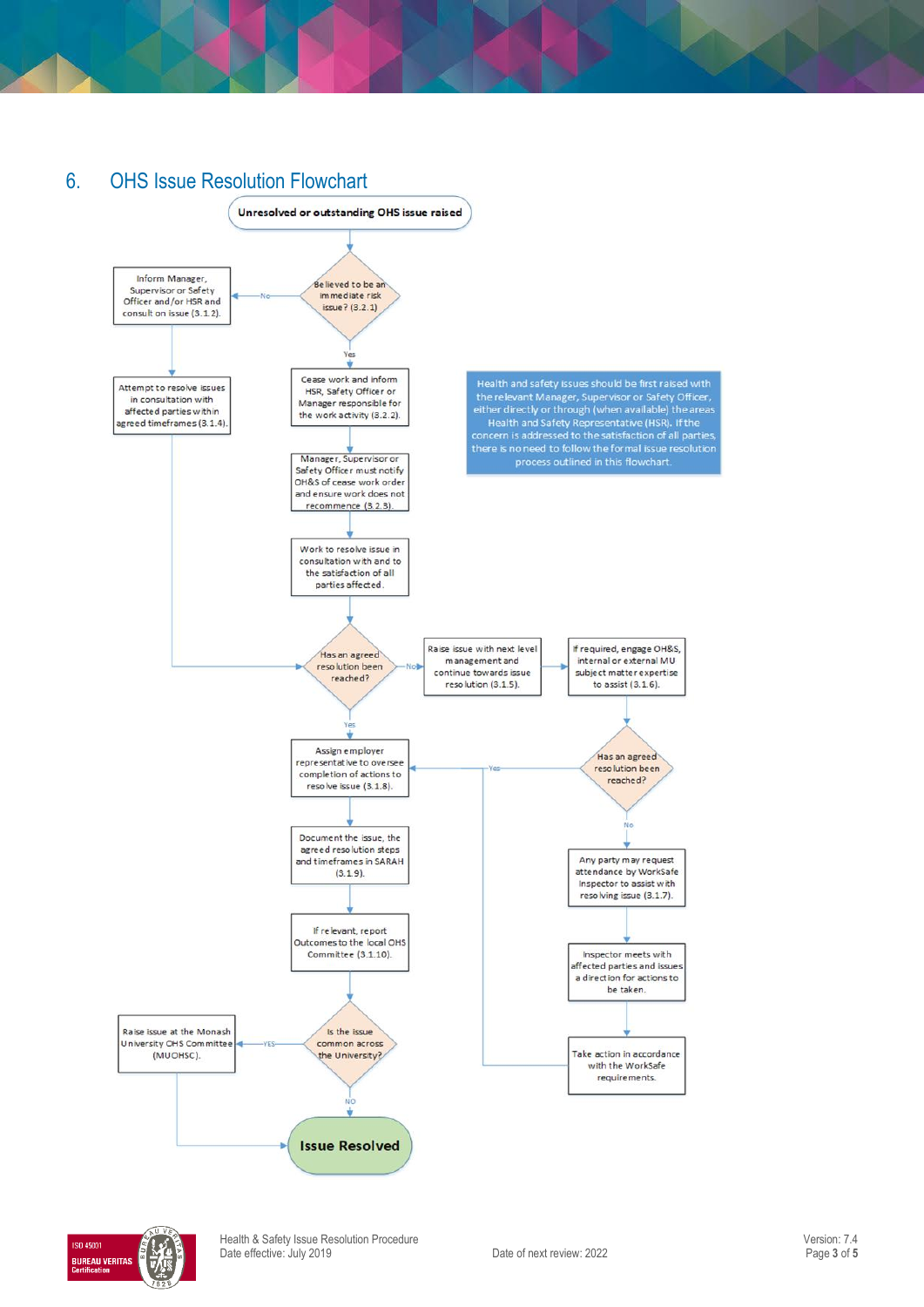## 6. OHS Issue Resolution Flowchart

Unresolved or outstanding OHS issue raised

Believed to be an immediate risk issue? (3.2.1)

No → Inform Manager, Supervisor or Safety Officer and/or HSR and consult on issue (3.1.2).

Attempt to resolve issues in consultation with affected parties within agreed timeframes (3.1.4).

Yes → Cease work and inform HSR, Safety Officer or Manager responsible for the work activity (3.2.2).

Manager, Supervisor or Safety Officer must notify OH&S of cease work order and ensure work does not recommence (3.2.3).

Work to resolve issue in consultation with and to the satisfaction of all parties affected.

Health and safety issues should be first raised with the relevant Manager, Supervisor or Safety Officer, either directly or through (when available) the areas Health and Safety Representative (HSR). If the concern is addressed to the satisfaction of all parties, there is no need to follow the formal issue resolution process outlined in this flowchart.

Has an agreed resolution been reached?

No → Raise issue with next level management and continue towards issue resolution (3.1.5).

If required, engage OH&S, internal or external MU subject matter expertise to assist (3.1.6).

Has an agreed resolution been reached?

No → Any party may request attendance by WorkSafe Inspector to assist with resolving issue (3.1.7).

Inspector meets with affected parties and issues a direction for actions to be taken.

Take action in accordance with the WorkSafe requirements.

Yes → Assign employer representative to oversee completion of actions to resolve issue (3.1.8).

Document the issue, the agreed resolution steps and timeframes in SARAH (3.1.9).

If relevant, report Outcomes to the local OHS Committee (3.1.10).

Is the issue common across the University?

YES → Raise issue at the Monash University OHS Committee (MUOHSC).

NO → Issue Resolved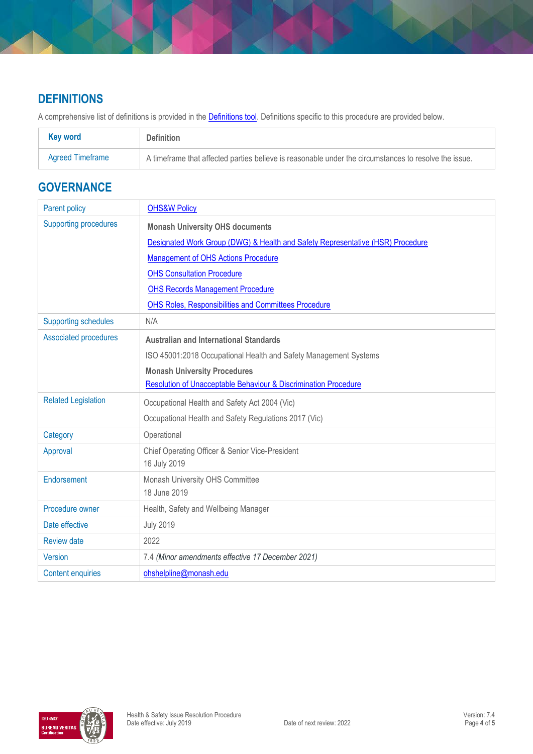## DEFINITIONS

A comprehensive list of definitions is provided in the Definitions tool. Definitions specific to this procedure are provided below.

| Key word | Definition |
|---|---|
| Agreed Timeframe | A timeframe that affected parties believe is reasonable under the circumstances to resolve the issue. |

## GOVERNANCE

| | |
|---|---|
| Parent policy | OHS&W Policy |
| Supporting procedures | **Monash University OHS documents**<br>Designated Work Group (DWG) & Health and Safety Representative (HSR) Procedure<br>Management of OHS Actions Procedure<br>OHS Consultation Procedure<br>OHS Records Management Procedure<br>OHS Roles, Responsibilities and Committees Procedure |
| Supporting schedules | N/A |
| Associated procedures | **Australian and International Standards**<br>ISO 45001:2018 Occupational Health and Safety Management Systems<br>**Monash University Procedures**<br>Resolution of Unacceptable Behaviour & Discrimination Procedure |
| Related Legislation | Occupational Health and Safety Act 2004 (Vic)<br>Occupational Health and Safety Regulations 2017 (Vic) |
| Category | Operational |
| Approval | Chief Operating Officer & Senior Vice-President<br>16 July 2019 |
| Endorsement | Monash University OHS Committee<br>18 June 2019 |
| Procedure owner | Health, Safety and Wellbeing Manager |
| Date effective | July 2019 |
| Review date | 2022 |
| Version | 7.4 *(Minor amendments effective 17 December 2021)* |
| Content enquiries | ohshelpline@monash.edu |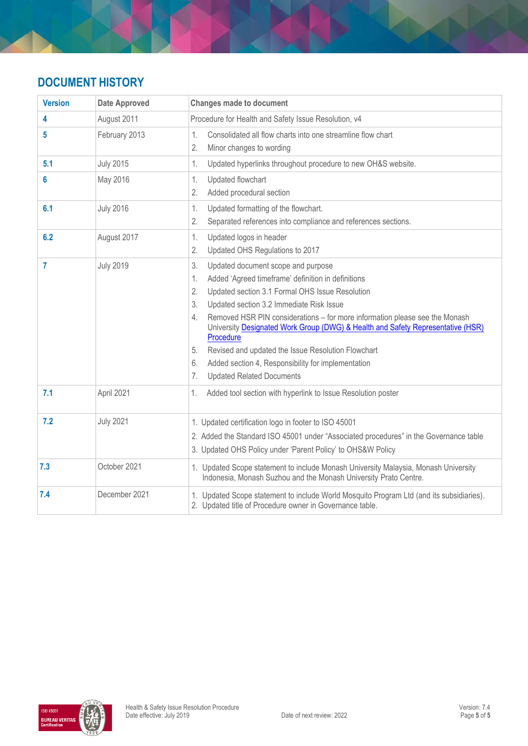## DOCUMENT HISTORY

| Version | Date Approved | Changes made to document |
|---|---|---|
| 4 | August 2011 | Procedure for Health and Safety Issue Resolution, v4 |
| 5 | February 2013 | 1. Consolidated all flow charts into one streamline flow chart<br>2. Minor changes to wording |
| 5.1 | July 2015 | 1. Updated hyperlinks throughout procedure to new OH&S website. |
| 6 | May 2016 | 1. Updated flowchart<br>2. Added procedural section |
| 6.1 | July 2016 | 1. Updated formatting of the flowchart.<br>2. Separated references into compliance and references sections. |
| 6.2 | August 2017 | 1. Updated logos in header<br>2. Updated OHS Regulations to 2017 |
| 7 | July 2019 | 3. Updated document scope and purpose<br>1. Added 'Agreed timeframe' definition in definitions<br>2. Updated section 3.1 Formal OHS Issue Resolution<br>3. Updated section 3.2 Immediate Risk Issue<br>4. Removed HSR PIN considerations – for more information please see the Monash University Designated Work Group (DWG) & Health and Safety Representative (HSR) Procedure<br>5. Revised and updated the Issue Resolution Flowchart<br>6. Added section 4, Responsibility for implementation<br>7. Updated Related Documents |
| 7.1 | April 2021 | 1. Added tool section with hyperlink to Issue Resolution poster |
| 7.2 | July 2021 | 1. Updated certification logo in footer to ISO 45001<br>2. Added the Standard ISO 45001 under "Associated procedures" in the Governance table<br>3. Updated OHS Policy under 'Parent Policy' to OHS&W Policy |
| 7.3 | October 2021 | 1. Updated Scope statement to include Monash University Malaysia, Monash University Indonesia, Monash Suzhou and the Monash University Prato Centre. |
| 7.4 | December 2021 | 1. Updated Scope statement to include World Mosquito Program Ltd (and its subsidiaries).<br>2. Updated title of Procedure owner in Governance table. |